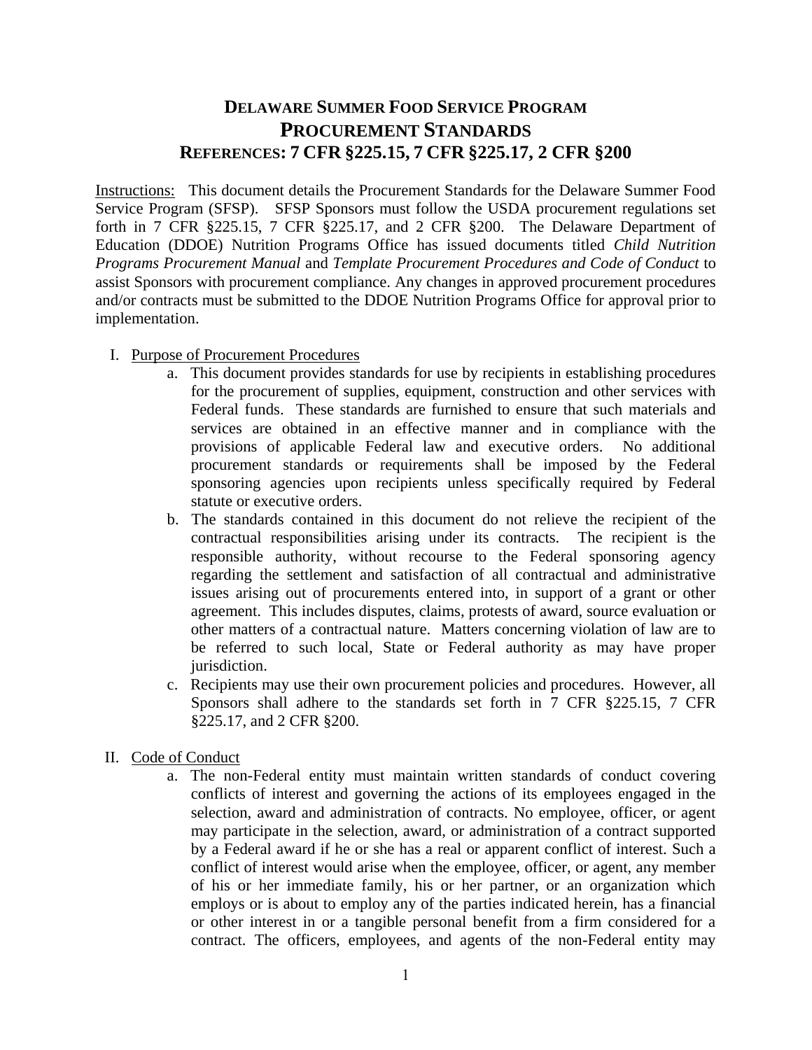# DELAWARE SUMMER FOOD SERVICE PROGRAM
# PROCUREMENT STANDARDS
## REFERENCES: 7 CFR §225.15, 7 CFR §225.17, 2 CFR §200

Instructions: This document details the Procurement Standards for the Delaware Summer Food Service Program (SFSP). SFSP Sponsors must follow the USDA procurement regulations set forth in 7 CFR §225.15, 7 CFR §225.17, and 2 CFR §200. The Delaware Department of Education (DDOE) Nutrition Programs Office has issued documents titled *Child Nutrition Programs Procurement Manual* and *Template Procurement Procedures and Code of Conduct* to assist Sponsors with procurement compliance. Any changes in approved procurement procedures and/or contracts must be submitted to the DDOE Nutrition Programs Office for approval prior to implementation.

I. Purpose of Procurement Procedures

   a. This document provides standards for use by recipients in establishing procedures for the procurement of supplies, equipment, construction and other services with Federal funds. These standards are furnished to ensure that such materials and services are obtained in an effective manner and in compliance with the provisions of applicable Federal law and executive orders. No additional procurement standards or requirements shall be imposed by the Federal sponsoring agencies upon recipients unless specifically required by Federal statute or executive orders.

   b. The standards contained in this document do not relieve the recipient of the contractual responsibilities arising under its contracts. The recipient is the responsible authority, without recourse to the Federal sponsoring agency regarding the settlement and satisfaction of all contractual and administrative issues arising out of procurements entered into, in support of a grant or other agreement. This includes disputes, claims, protests of award, source evaluation or other matters of a contractual nature. Matters concerning violation of law are to be referred to such local, State or Federal authority as may have proper jurisdiction.

   c. Recipients may use their own procurement policies and procedures. However, all Sponsors shall adhere to the standards set forth in 7 CFR §225.15, 7 CFR §225.17, and 2 CFR §200.

II. Code of Conduct

   a. The non-Federal entity must maintain written standards of conduct covering conflicts of interest and governing the actions of its employees engaged in the selection, award and administration of contracts. No employee, officer, or agent may participate in the selection, award, or administration of a contract supported by a Federal award if he or she has a real or apparent conflict of interest. Such a conflict of interest would arise when the employee, officer, or agent, any member of his or her immediate family, his or her partner, or an organization which employs or is about to employ any of the parties indicated herein, has a financial or other interest in or a tangible personal benefit from a firm considered for a contract. The officers, employees, and agents of the non-Federal entity may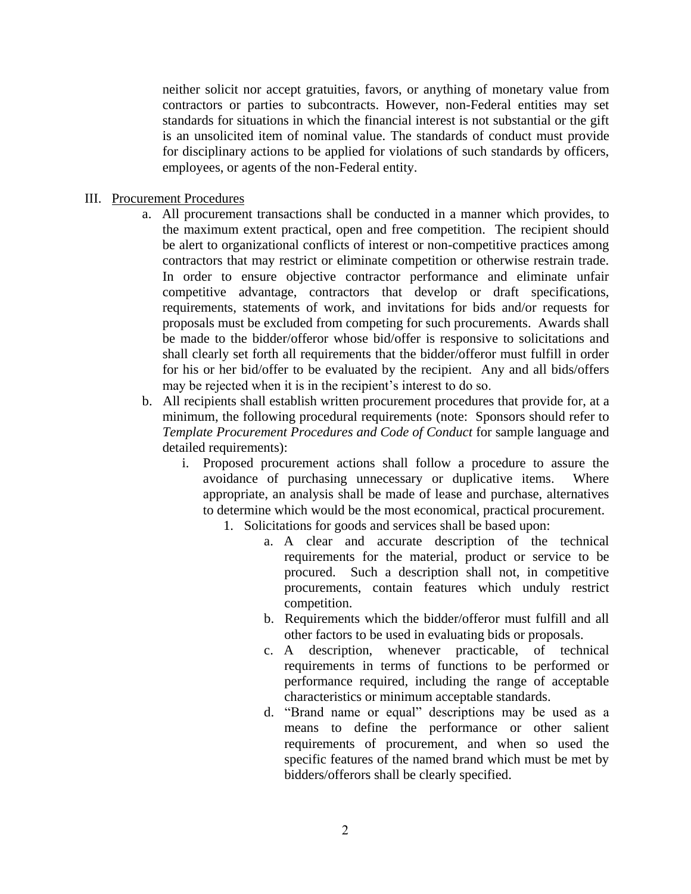neither solicit nor accept gratuities, favors, or anything of monetary value from contractors or parties to subcontracts. However, non-Federal entities may set standards for situations in which the financial interest is not substantial or the gift is an unsolicited item of nominal value. The standards of conduct must provide for disciplinary actions to be applied for violations of such standards by officers, employees, or agents of the non-Federal entity.

III. Procurement Procedures

a. All procurement transactions shall be conducted in a manner which provides, to the maximum extent practical, open and free competition. The recipient should be alert to organizational conflicts of interest or non-competitive practices among contractors that may restrict or eliminate competition or otherwise restrain trade. In order to ensure objective contractor performance and eliminate unfair competitive advantage, contractors that develop or draft specifications, requirements, statements of work, and invitations for bids and/or requests for proposals must be excluded from competing for such procurements. Awards shall be made to the bidder/offeror whose bid/offer is responsive to solicitations and shall clearly set forth all requirements that the bidder/offeror must fulfill in order for his or her bid/offer to be evaluated by the recipient. Any and all bids/offers may be rejected when it is in the recipient's interest to do so.

b. All recipients shall establish written procurement procedures that provide for, at a minimum, the following procedural requirements (note: Sponsors should refer to *Template Procurement Procedures and Code of Conduct* for sample language and detailed requirements):

   i. Proposed procurement actions shall follow a procedure to assure the avoidance of purchasing unnecessary or duplicative items. Where appropriate, an analysis shall be made of lease and purchase, alternatives to determine which would be the most economical, practical procurement.

      1. Solicitations for goods and services shall be based upon:

         a. A clear and accurate description of the technical requirements for the material, product or service to be procured. Such a description shall not, in competitive procurements, contain features which unduly restrict competition.

         b. Requirements which the bidder/offeror must fulfill and all other factors to be used in evaluating bids or proposals.

         c. A description, whenever practicable, of technical requirements in terms of functions to be performed or performance required, including the range of acceptable characteristics or minimum acceptable standards.

         d. "Brand name or equal" descriptions may be used as a means to define the performance or other salient requirements of procurement, and when so used the specific features of the named brand which must be met by bidders/offerors shall be clearly specified.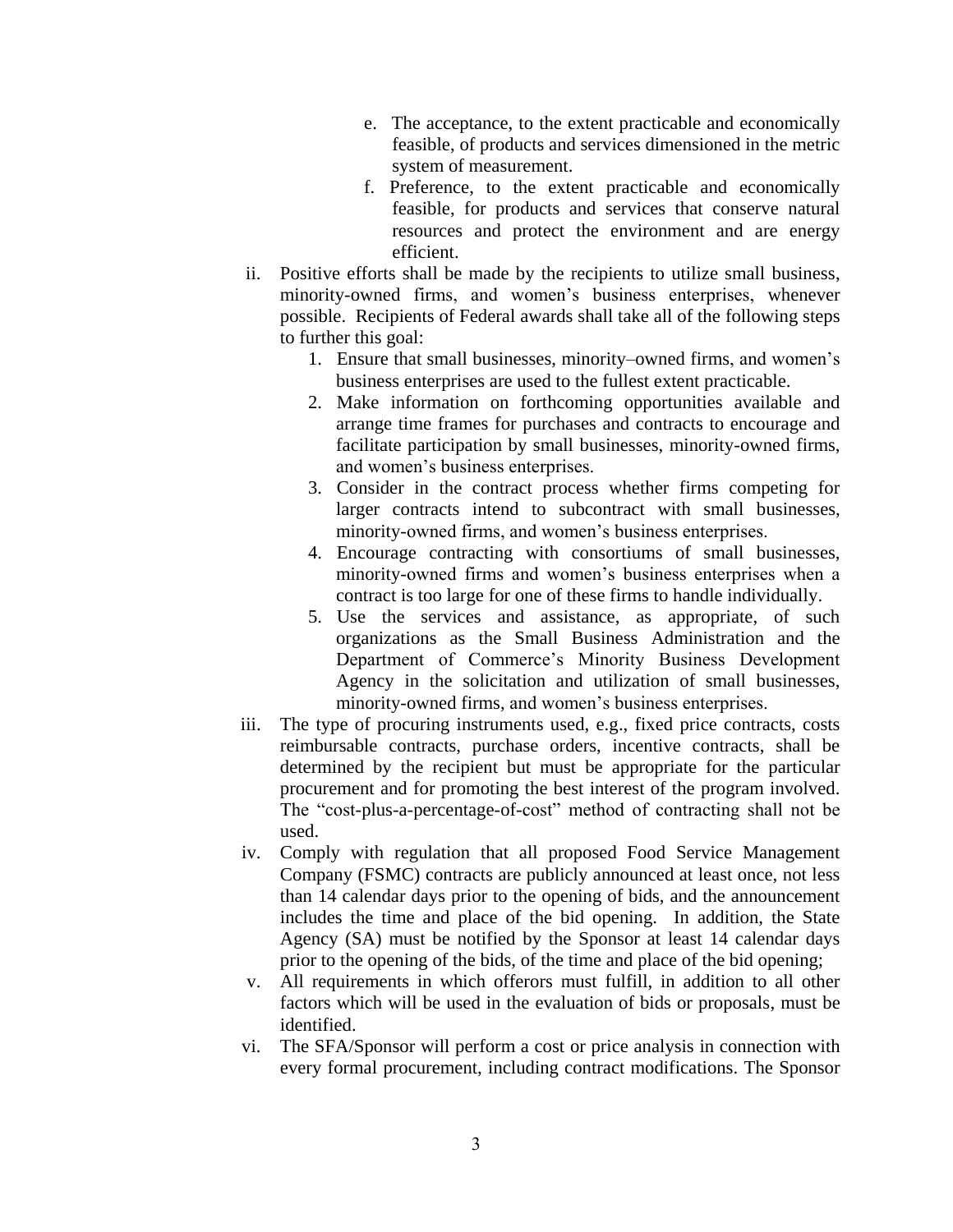e. The acceptance, to the extent practicable and economically feasible, of products and services dimensioned in the metric system of measurement.

f. Preference, to the extent practicable and economically feasible, for products and services that conserve natural resources and protect the environment and are energy efficient.

ii. Positive efforts shall be made by the recipients to utilize small business, minority-owned firms, and women's business enterprises, whenever possible. Recipients of Federal awards shall take all of the following steps to further this goal:

1. Ensure that small businesses, minority–owned firms, and women's business enterprises are used to the fullest extent practicable.
2. Make information on forthcoming opportunities available and arrange time frames for purchases and contracts to encourage and facilitate participation by small businesses, minority-owned firms, and women's business enterprises.
3. Consider in the contract process whether firms competing for larger contracts intend to subcontract with small businesses, minority-owned firms, and women's business enterprises.
4. Encourage contracting with consortiums of small businesses, minority-owned firms and women's business enterprises when a contract is too large for one of these firms to handle individually.
5. Use the services and assistance, as appropriate, of such organizations as the Small Business Administration and the Department of Commerce's Minority Business Development Agency in the solicitation and utilization of small businesses, minority-owned firms, and women's business enterprises.

iii. The type of procuring instruments used, e.g., fixed price contracts, costs reimbursable contracts, purchase orders, incentive contracts, shall be determined by the recipient but must be appropriate for the particular procurement and for promoting the best interest of the program involved. The "cost-plus-a-percentage-of-cost" method of contracting shall not be used.

iv. Comply with regulation that all proposed Food Service Management Company (FSMC) contracts are publicly announced at least once, not less than 14 calendar days prior to the opening of bids, and the announcement includes the time and place of the bid opening. In addition, the State Agency (SA) must be notified by the Sponsor at least 14 calendar days prior to the opening of the bids, of the time and place of the bid opening;

v. All requirements in which offerors must fulfill, in addition to all other factors which will be used in the evaluation of bids or proposals, must be identified.

vi. The SFA/Sponsor will perform a cost or price analysis in connection with every formal procurement, including contract modifications. The Sponsor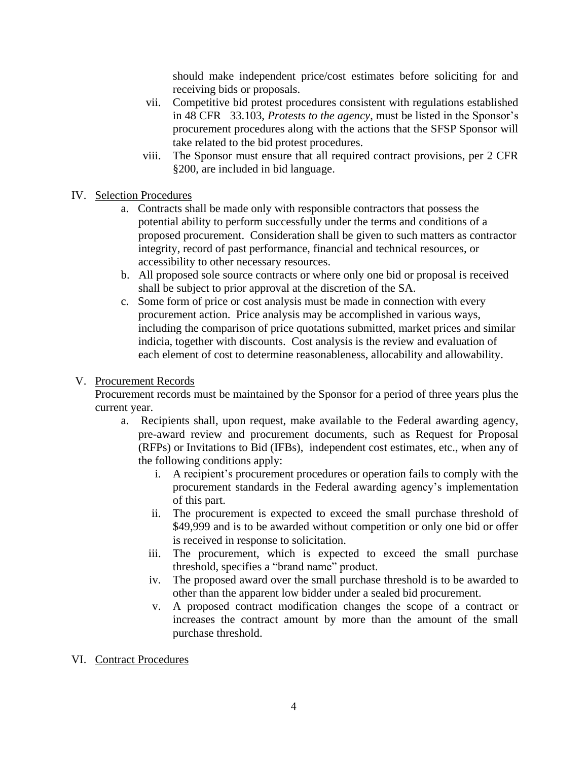should make independent price/cost estimates before soliciting for and receiving bids or proposals.

vii. Competitive bid protest procedures consistent with regulations established in 48 CFR 33.103, *Protests to the agency*, must be listed in the Sponsor's procurement procedures along with the actions that the SFSP Sponsor will take related to the bid protest procedures.

viii. The Sponsor must ensure that all required contract provisions, per 2 CFR §200, are included in bid language.

IV. <u>Selection Procedures</u>

a. Contracts shall be made only with responsible contractors that possess the potential ability to perform successfully under the terms and conditions of a proposed procurement. Consideration shall be given to such matters as contractor integrity, record of past performance, financial and technical resources, or accessibility to other necessary resources.

b. All proposed sole source contracts or where only one bid or proposal is received shall be subject to prior approval at the discretion of the SA.

c. Some form of price or cost analysis must be made in connection with every procurement action. Price analysis may be accomplished in various ways, including the comparison of price quotations submitted, market prices and similar indicia, together with discounts. Cost analysis is the review and evaluation of each element of cost to determine reasonableness, allocability and allowability.

V. <u>Procurement Records</u>

Procurement records must be maintained by the Sponsor for a period of three years plus the current year.

a. Recipients shall, upon request, make available to the Federal awarding agency, pre-award review and procurement documents, such as Request for Proposal (RFPs) or Invitations to Bid (IFBs), independent cost estimates, etc., when any of the following conditions apply:

i. A recipient's procurement procedures or operation fails to comply with the procurement standards in the Federal awarding agency's implementation of this part.

ii. The procurement is expected to exceed the small purchase threshold of $49,999 and is to be awarded without competition or only one bid or offer is received in response to solicitation.

iii. The procurement, which is expected to exceed the small purchase threshold, specifies a "brand name" product.

iv. The proposed award over the small purchase threshold is to be awarded to other than the apparent low bidder under a sealed bid procurement.

v. A proposed contract modification changes the scope of a contract or increases the contract amount by more than the amount of the small purchase threshold.

VI. <u>Contract Procedures</u>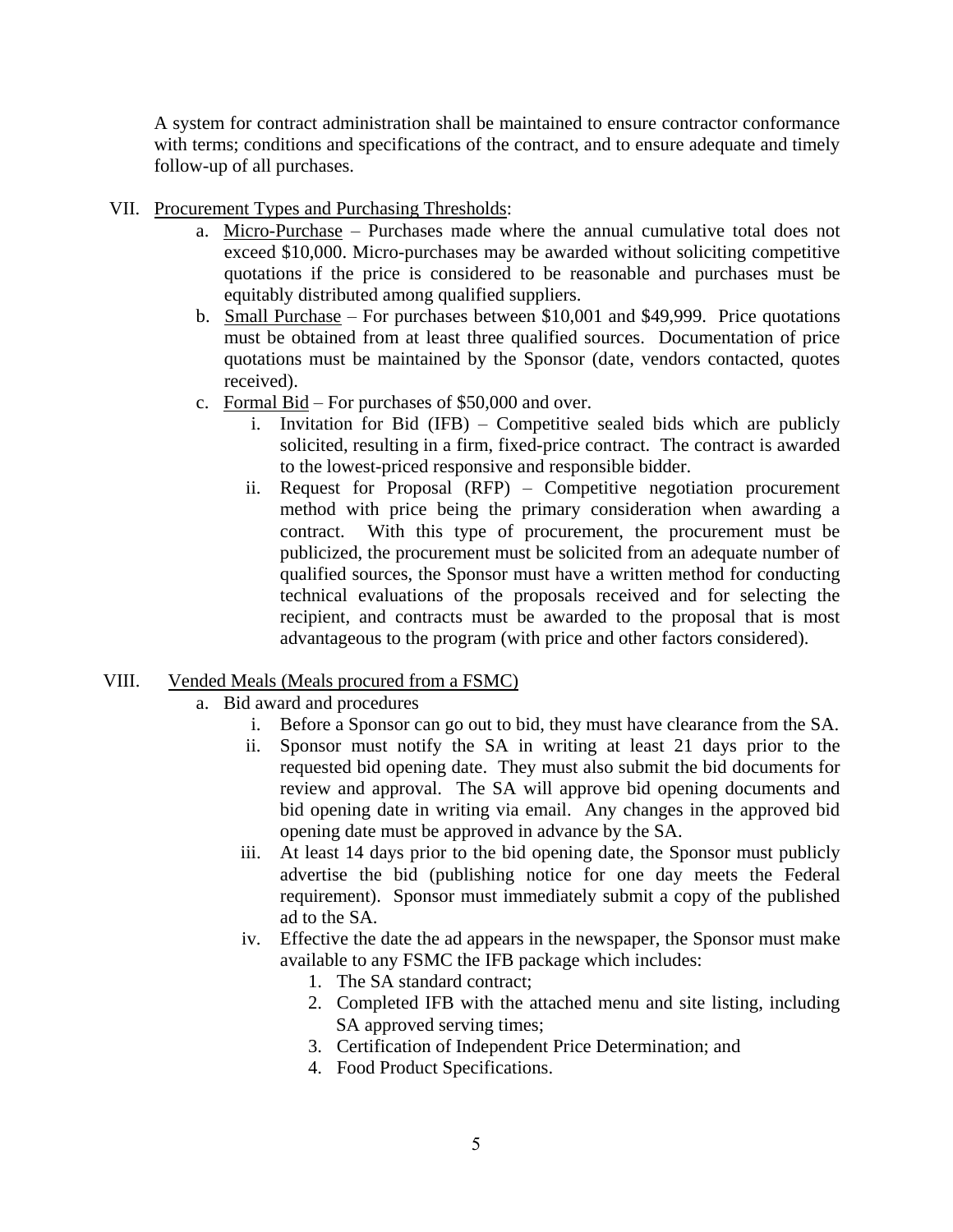A system for contract administration shall be maintained to ensure contractor conformance with terms; conditions and specifications of the contract, and to ensure adequate and timely follow-up of all purchases.

VII. Procurement Types and Purchasing Thresholds:

   a. Micro-Purchase – Purchases made where the annual cumulative total does not exceed $10,000. Micro-purchases may be awarded without soliciting competitive quotations if the price is considered to be reasonable and purchases must be equitably distributed among qualified suppliers.
   b. Small Purchase – For purchases between $10,001 and $49,999. Price quotations must be obtained from at least three qualified sources. Documentation of price quotations must be maintained by the Sponsor (date, vendors contacted, quotes received).
   c. Formal Bid – For purchases of $50,000 and over.
      i. Invitation for Bid (IFB) – Competitive sealed bids which are publicly solicited, resulting in a firm, fixed-price contract. The contract is awarded to the lowest-priced responsive and responsible bidder.
      ii. Request for Proposal (RFP) – Competitive negotiation procurement method with price being the primary consideration when awarding a contract. With this type of procurement, the procurement must be publicized, the procurement must be solicited from an adequate number of qualified sources, the Sponsor must have a written method for conducting technical evaluations of the proposals received and for selecting the recipient, and contracts must be awarded to the proposal that is most advantageous to the program (with price and other factors considered).

VIII. Vended Meals (Meals procured from a FSMC)

   a. Bid award and procedures
      i. Before a Sponsor can go out to bid, they must have clearance from the SA.
      ii. Sponsor must notify the SA in writing at least 21 days prior to the requested bid opening date. They must also submit the bid documents for review and approval. The SA will approve bid opening documents and bid opening date in writing via email. Any changes in the approved bid opening date must be approved in advance by the SA.
      iii. At least 14 days prior to the bid opening date, the Sponsor must publicly advertise the bid (publishing notice for one day meets the Federal requirement). Sponsor must immediately submit a copy of the published ad to the SA.
      iv. Effective the date the ad appears in the newspaper, the Sponsor must make available to any FSMC the IFB package which includes:
         1. The SA standard contract;
         2. Completed IFB with the attached menu and site listing, including SA approved serving times;
         3. Certification of Independent Price Determination; and
         4. Food Product Specifications.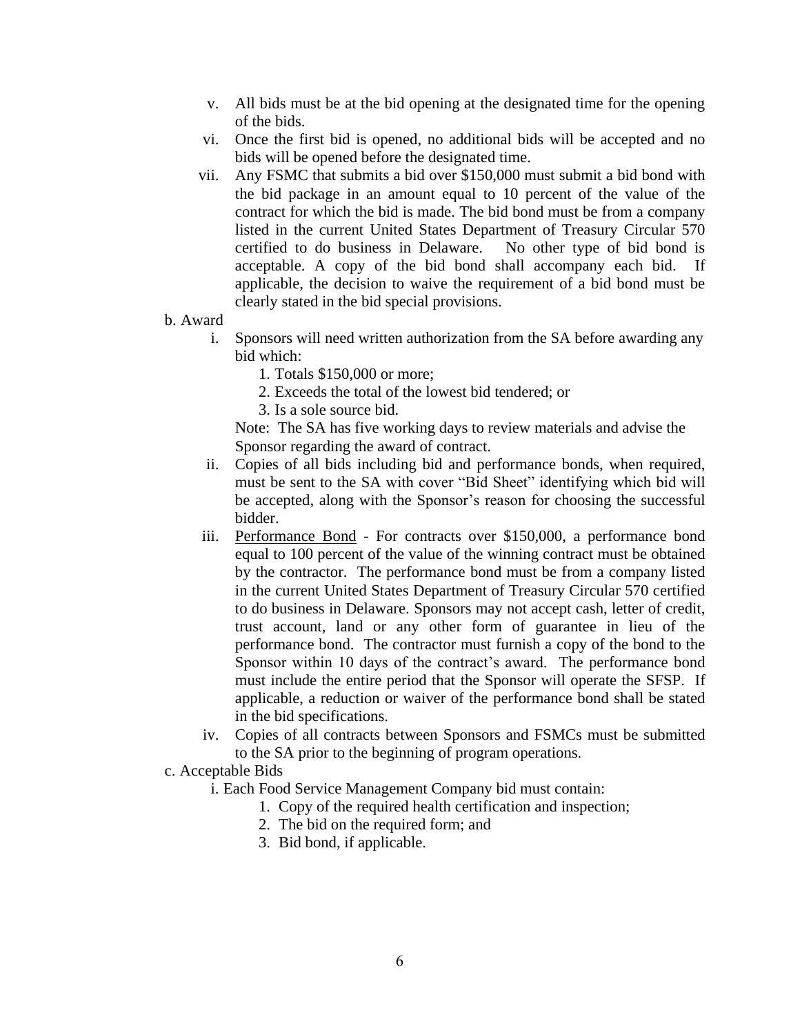v. All bids must be at the bid opening at the designated time for the opening of the bids.

vi. Once the first bid is opened, no additional bids will be accepted and no bids will be opened before the designated time.

vii. Any FSMC that submits a bid over $150,000 must submit a bid bond with the bid package in an amount equal to 10 percent of the value of the contract for which the bid is made. The bid bond must be from a company listed in the current United States Department of Treasury Circular 570 certified to do business in Delaware. No other type of bid bond is acceptable. A copy of the bid bond shall accompany each bid. If applicable, the decision to waive the requirement of a bid bond must be clearly stated in the bid special provisions.

b. Award

i. Sponsors will need written authorization from the SA before awarding any bid which:

1. Totals $150,000 or more;
2. Exceeds the total of the lowest bid tendered; or
3. Is a sole source bid.

Note: The SA has five working days to review materials and advise the Sponsor regarding the award of contract.

ii. Copies of all bids including bid and performance bonds, when required, must be sent to the SA with cover "Bid Sheet" identifying which bid will be accepted, along with the Sponsor's reason for choosing the successful bidder.

iii. Performance Bond - For contracts over $150,000, a performance bond equal to 100 percent of the value of the winning contract must be obtained by the contractor. The performance bond must be from a company listed in the current United States Department of Treasury Circular 570 certified to do business in Delaware. Sponsors may not accept cash, letter of credit, trust account, land or any other form of guarantee in lieu of the performance bond. The contractor must furnish a copy of the bond to the Sponsor within 10 days of the contract's award. The performance bond must include the entire period that the Sponsor will operate the SFSP. If applicable, a reduction or waiver of the performance bond shall be stated in the bid specifications.

iv. Copies of all contracts between Sponsors and FSMCs must be submitted to the SA prior to the beginning of program operations.

c. Acceptable Bids

i. Each Food Service Management Company bid must contain:

1. Copy of the required health certification and inspection;
2. The bid on the required form; and
3. Bid bond, if applicable.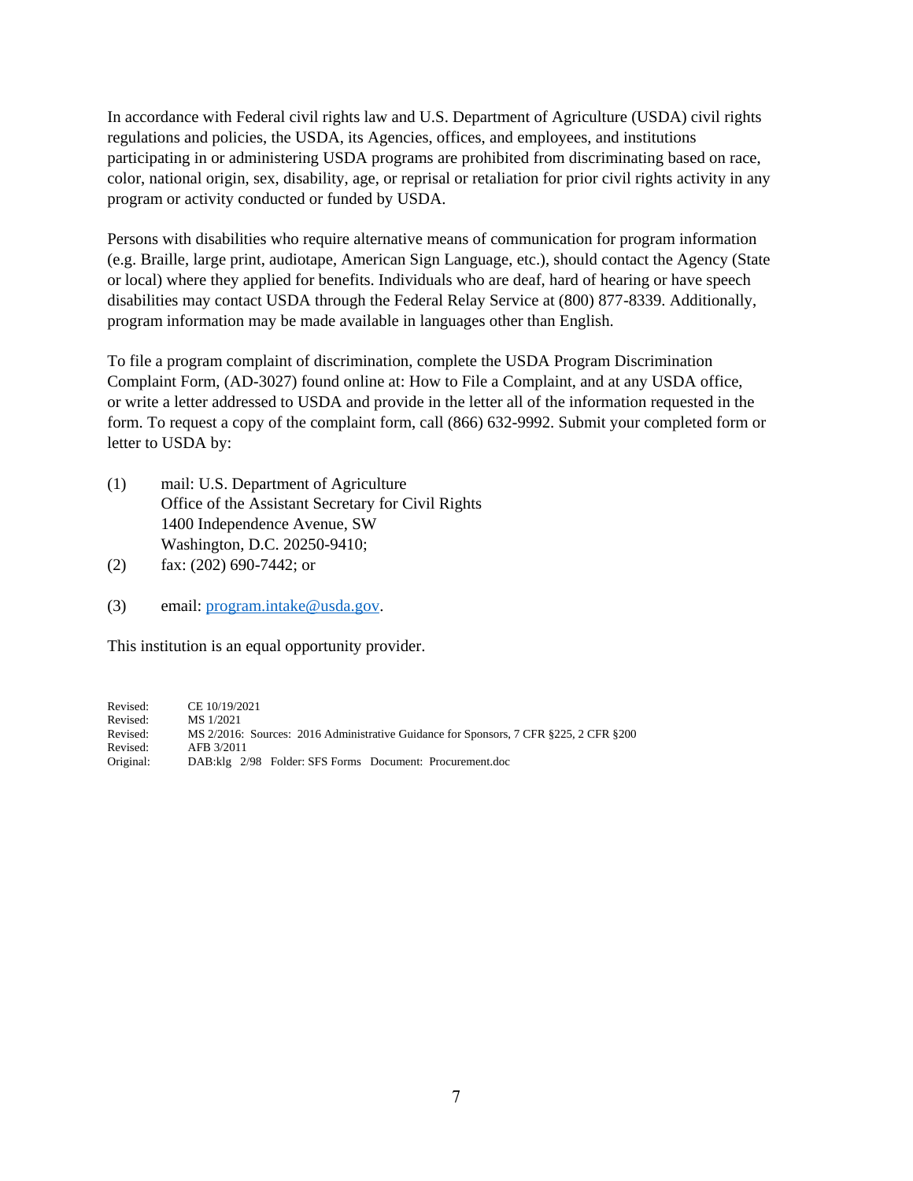In accordance with Federal civil rights law and U.S. Department of Agriculture (USDA) civil rights regulations and policies, the USDA, its Agencies, offices, and employees, and institutions participating in or administering USDA programs are prohibited from discriminating based on race, color, national origin, sex, disability, age, or reprisal or retaliation for prior civil rights activity in any program or activity conducted or funded by USDA.

Persons with disabilities who require alternative means of communication for program information (e.g. Braille, large print, audiotape, American Sign Language, etc.), should contact the Agency (State or local) where they applied for benefits. Individuals who are deaf, hard of hearing or have speech disabilities may contact USDA through the Federal Relay Service at (800) 877-8339. Additionally, program information may be made available in languages other than English.

To file a program complaint of discrimination, complete the USDA Program Discrimination Complaint Form, (AD-3027) found online at: How to File a Complaint, and at any USDA office, or write a letter addressed to USDA and provide in the letter all of the information requested in the form. To request a copy of the complaint form, call (866) 632-9992. Submit your completed form or letter to USDA by:

(1) mail: U.S. Department of Agriculture
Office of the Assistant Secretary for Civil Rights
1400 Independence Avenue, SW
Washington, D.C. 20250-9410;

(2) fax: (202) 690-7442; or

(3) email: program.intake@usda.gov.

This institution is an equal opportunity provider.

| | |
|---|---|
| Revised: | CE 10/19/2021 |
| Revised: | MS 1/2021 |
| Revised: | MS 2/2016: Sources: 2016 Administrative Guidance for Sponsors, 7 CFR §225, 2 CFR §200 |
| Revised: | AFB 3/2011 |
| Original: | DAB:klg 2/98 Folder: SFS Forms Document: Procurement.doc |